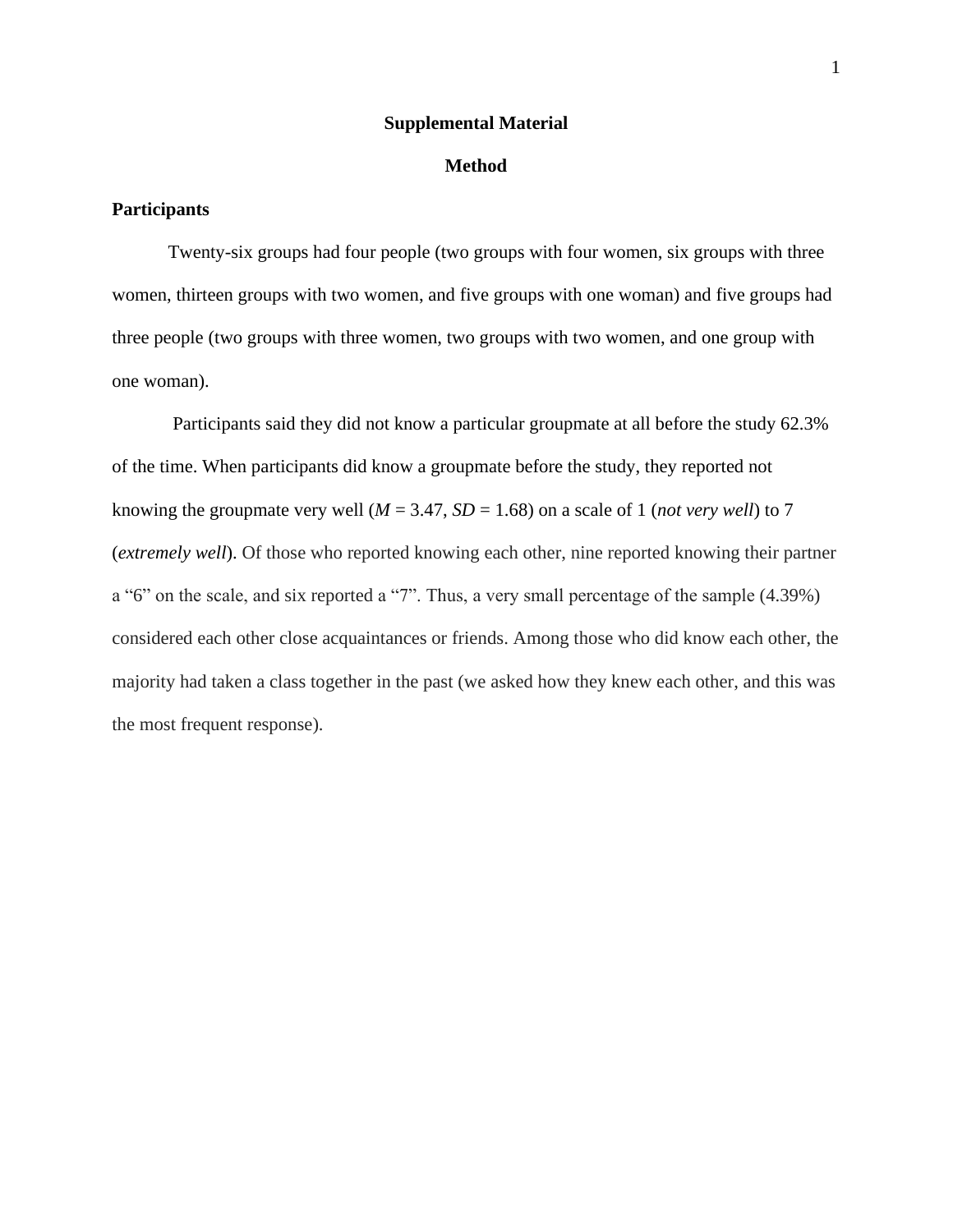# Supplemental Material

## Method

### Participants

Twenty-six groups had four people (two groups with four women, six groups with three women, thirteen groups with two women, and five groups with one woman) and five groups had three people (two groups with three women, two groups with two women, and one group with one woman).

Participants said they did not know a particular groupmate at all before the study 62.3% of the time. When participants did know a groupmate before the study, they reported not knowing the groupmate very well ($M$ = 3.47, $SD$ = 1.68) on a scale of 1 (*not very well*) to 7 (*extremely well*). Of those who reported knowing each other, nine reported knowing their partner a "6" on the scale, and six reported a "7". Thus, a very small percentage of the sample (4.39%) considered each other close acquaintances or friends. Among those who did know each other, the majority had taken a class together in the past (we asked how they knew each other, and this was the most frequent response).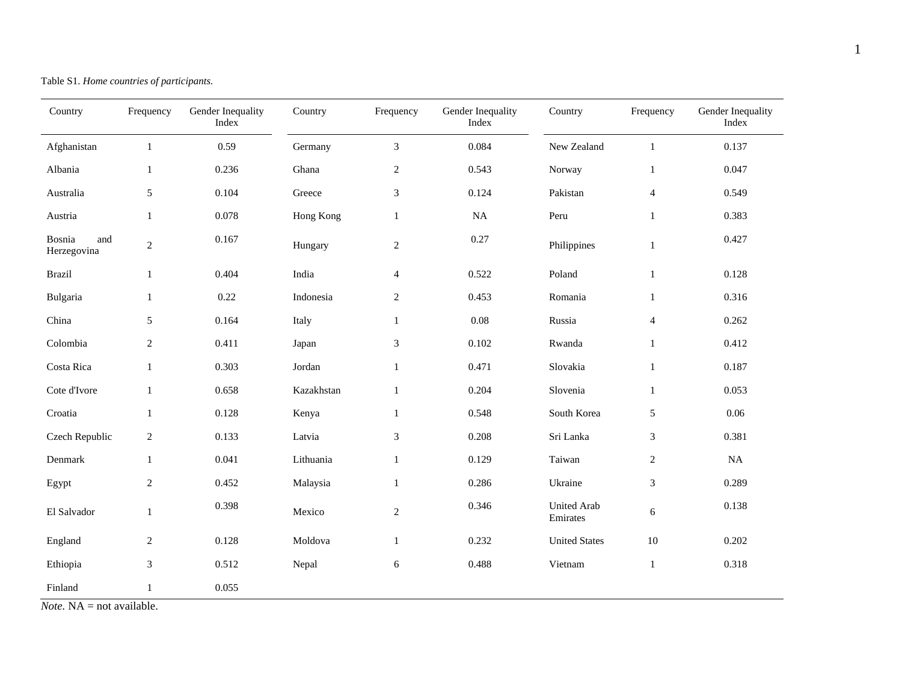Table S1. *Home countries of participants.*

| Country | Frequency | Gender Inequality Index | Country | Frequency | Gender Inequality Index | Country | Frequency | Gender Inequality Index |
|---|---|---|---|---|---|---|---|---|
| Afghanistan | 1 | 0.59 | Germany | 3 | 0.084 | New Zealand | 1 | 0.137 |
| Albania | 1 | 0.236 | Ghana | 2 | 0.543 | Norway | 1 | 0.047 |
| Australia | 5 | 0.104 | Greece | 3 | 0.124 | Pakistan | 4 | 0.549 |
| Austria | 1 | 0.078 | Hong Kong | 1 | NA | Peru | 1 | 0.383 |
| Bosnia and Herzegovina | 2 | 0.167 | Hungary | 2 | 0.27 | Philippines | 1 | 0.427 |
| Brazil | 1 | 0.404 | India | 4 | 0.522 | Poland | 1 | 0.128 |
| Bulgaria | 1 | 0.22 | Indonesia | 2 | 0.453 | Romania | 1 | 0.316 |
| China | 5 | 0.164 | Italy | 1 | 0.08 | Russia | 4 | 0.262 |
| Colombia | 2 | 0.411 | Japan | 3 | 0.102 | Rwanda | 1 | 0.412 |
| Costa Rica | 1 | 0.303 | Jordan | 1 | 0.471 | Slovakia | 1 | 0.187 |
| Cote d'Ivore | 1 | 0.658 | Kazakhstan | 1 | 0.204 | Slovenia | 1 | 0.053 |
| Croatia | 1 | 0.128 | Kenya | 1 | 0.548 | South Korea | 5 | 0.06 |
| Czech Republic | 2 | 0.133 | Latvia | 3 | 0.208 | Sri Lanka | 3 | 0.381 |
| Denmark | 1 | 0.041 | Lithuania | 1 | 0.129 | Taiwan | 2 | NA |
| Egypt | 2 | 0.452 | Malaysia | 1 | 0.286 | Ukraine | 3 | 0.289 |
| El Salvador | 1 | 0.398 | Mexico | 2 | 0.346 | United Arab Emirates | 6 | 0.138 |
| England | 2 | 0.128 | Moldova | 1 | 0.232 | United States | 10 | 0.202 |
| Ethiopia | 3 | 0.512 | Nepal | 6 | 0.488 | Vietnam | 1 | 0.318 |
| Finland | 1 | 0.055 | | | | | | |

*Note*. NA = not available.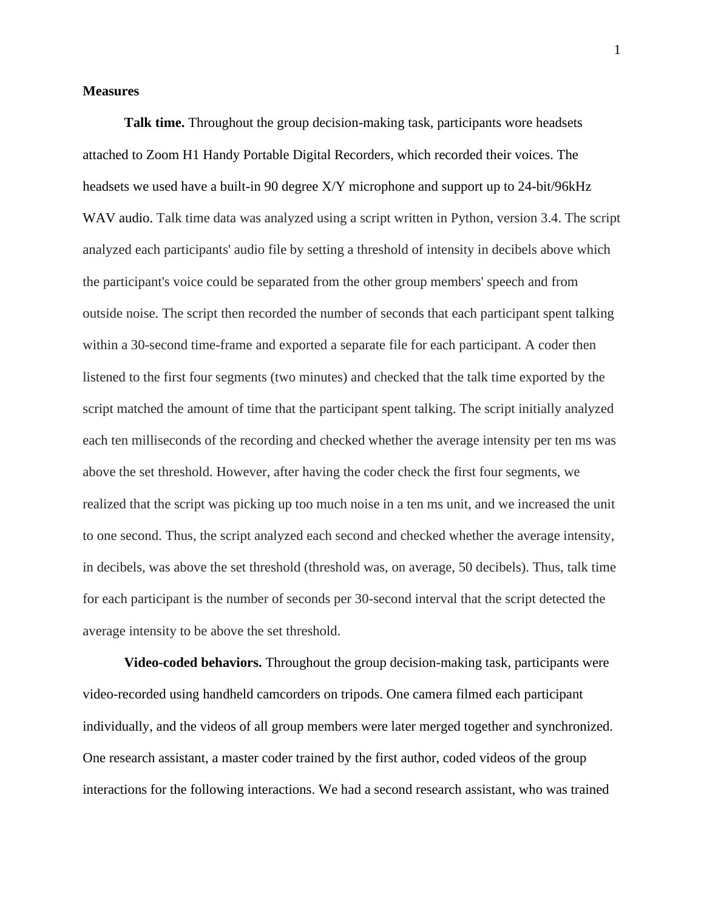## Measures

**Talk time.** Throughout the group decision-making task, participants wore headsets attached to Zoom H1 Handy Portable Digital Recorders, which recorded their voices. The headsets we used have a built-in 90 degree X/Y microphone and support up to 24-bit/96kHz WAV audio. Talk time data was analyzed using a script written in Python, version 3.4. The script analyzed each participants' audio file by setting a threshold of intensity in decibels above which the participant's voice could be separated from the other group members' speech and from outside noise. The script then recorded the number of seconds that each participant spent talking within a 30-second time-frame and exported a separate file for each participant. A coder then listened to the first four segments (two minutes) and checked that the talk time exported by the script matched the amount of time that the participant spent talking. The script initially analyzed each ten milliseconds of the recording and checked whether the average intensity per ten ms was above the set threshold. However, after having the coder check the first four segments, we realized that the script was picking up too much noise in a ten ms unit, and we increased the unit to one second. Thus, the script analyzed each second and checked whether the average intensity, in decibels, was above the set threshold (threshold was, on average, 50 decibels). Thus, talk time for each participant is the number of seconds per 30-second interval that the script detected the average intensity to be above the set threshold.

**Video-coded behaviors.** Throughout the group decision-making task, participants were video-recorded using handheld camcorders on tripods. One camera filmed each participant individually, and the videos of all group members were later merged together and synchronized. One research assistant, a master coder trained by the first author, coded videos of the group interactions for the following interactions. We had a second research assistant, who was trained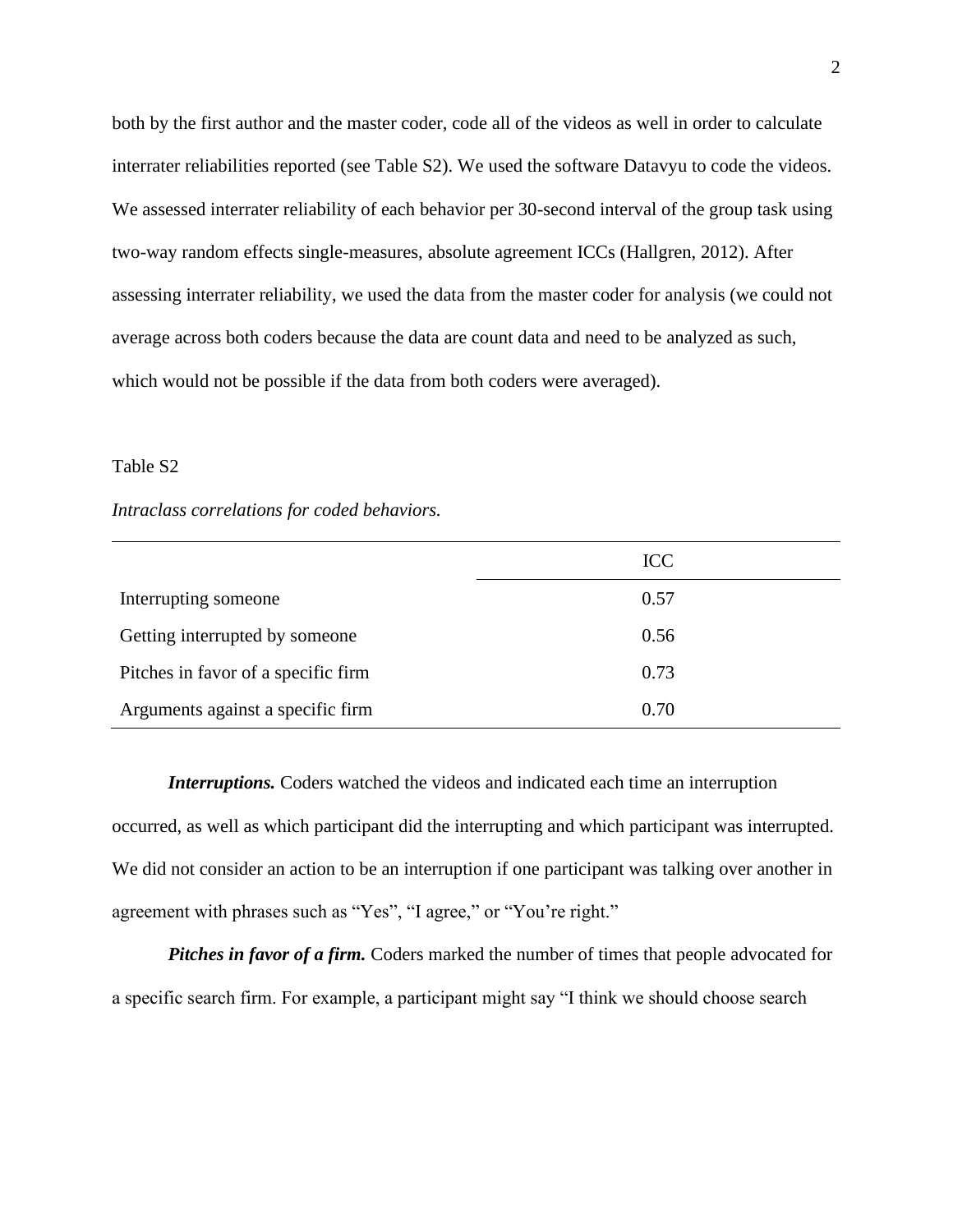both by the first author and the master coder, code all of the videos as well in order to calculate interrater reliabilities reported (see Table S2). We used the software Datavyu to code the videos. We assessed interrater reliability of each behavior per 30-second interval of the group task using two-way random effects single-measures, absolute agreement ICCs (Hallgren, 2012). After assessing interrater reliability, we used the data from the master coder for analysis (we could not average across both coders because the data are count data and need to be analyzed as such, which would not be possible if the data from both coders were averaged).

Table S2

*Intraclass correlations for coded behaviors.*

| | ICC |
|---|---|
| Interrupting someone | 0.57 |
| Getting interrupted by someone | 0.56 |
| Pitches in favor of a specific firm | 0.73 |
| Arguments against a specific firm | 0.70 |

***Interruptions.*** Coders watched the videos and indicated each time an interruption occurred, as well as which participant did the interrupting and which participant was interrupted. We did not consider an action to be an interruption if one participant was talking over another in agreement with phrases such as "Yes", "I agree," or "You're right."

***Pitches in favor of a firm.*** Coders marked the number of times that people advocated for a specific search firm. For example, a participant might say "I think we should choose search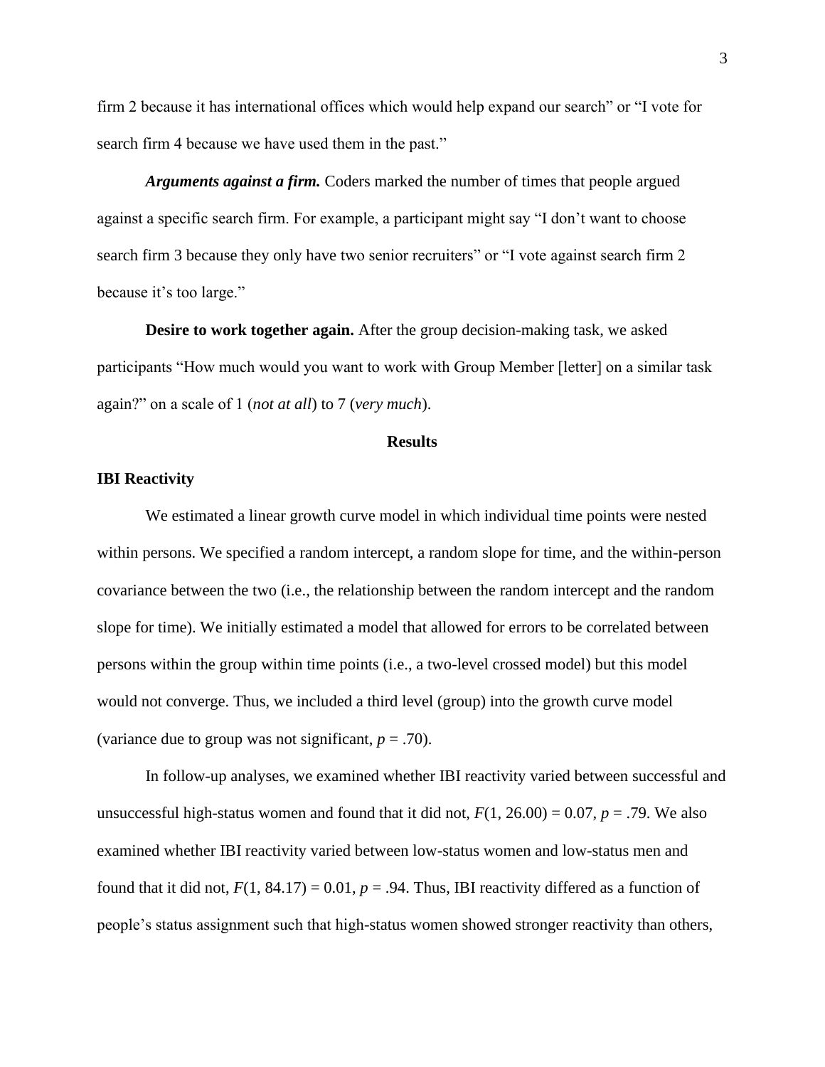firm 2 because it has international offices which would help expand our search" or "I vote for search firm 4 because we have used them in the past."

***Arguments against a firm.*** Coders marked the number of times that people argued against a specific search firm. For example, a participant might say "I don't want to choose search firm 3 because they only have two senior recruiters" or "I vote against search firm 2 because it's too large."

**Desire to work together again.** After the group decision-making task, we asked participants "How much would you want to work with Group Member [letter] on a similar task again?" on a scale of 1 (*not at all*) to 7 (*very much*).

## Results

### IBI Reactivity

We estimated a linear growth curve model in which individual time points were nested within persons. We specified a random intercept, a random slope for time, and the within-person covariance between the two (i.e., the relationship between the random intercept and the random slope for time). We initially estimated a model that allowed for errors to be correlated between persons within the group within time points (i.e., a two-level crossed model) but this model would not converge. Thus, we included a third level (group) into the growth curve model (variance due to group was not significant, $p = .70$).

In follow-up analyses, we examined whether IBI reactivity varied between successful and unsuccessful high-status women and found that it did not, $F(1, 26.00) = 0.07$, $p = .79$. We also examined whether IBI reactivity varied between low-status women and low-status men and found that it did not, $F(1, 84.17) = 0.01$, $p = .94$. Thus, IBI reactivity differed as a function of people's status assignment such that high-status women showed stronger reactivity than others,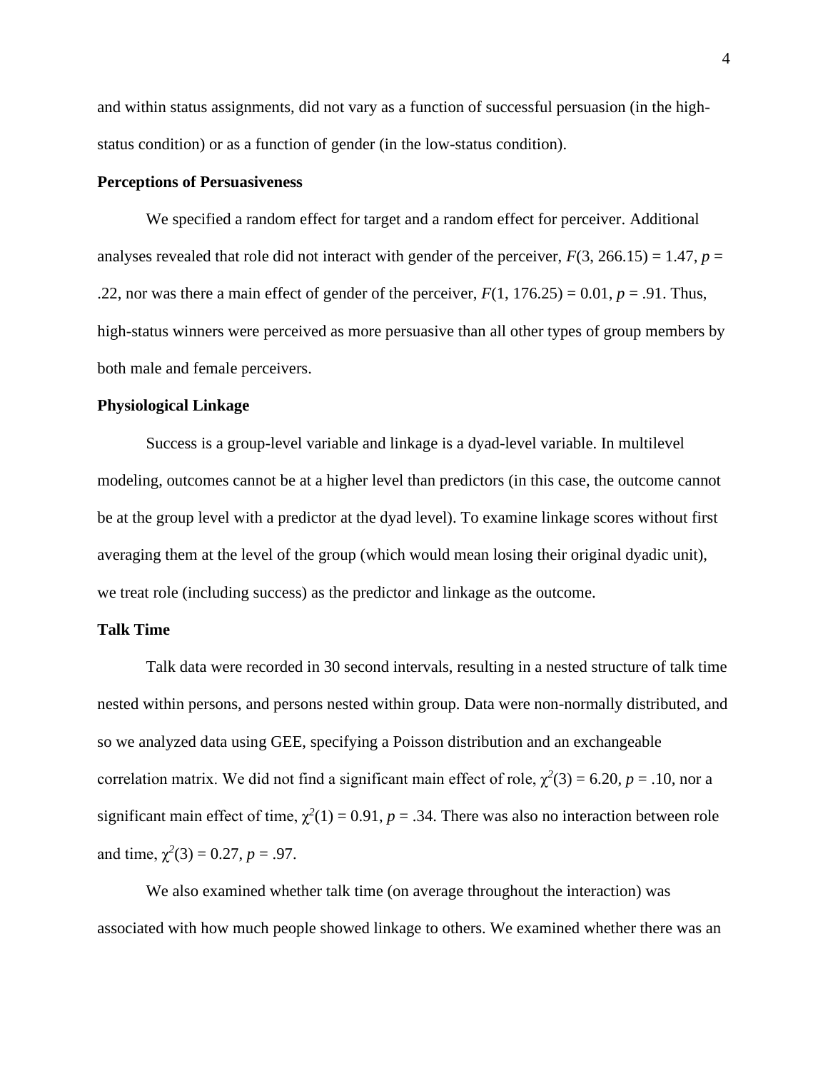and within status assignments, did not vary as a function of successful persuasion (in the high-status condition) or as a function of gender (in the low-status condition).

**Perceptions of Persuasiveness**

We specified a random effect for target and a random effect for perceiver. Additional analyses revealed that role did not interact with gender of the perceiver, $F(3, 266.15) = 1.47$, $p = .22$, nor was there a main effect of gender of the perceiver, $F(1, 176.25) = 0.01$, $p = .91$. Thus, high-status winners were perceived as more persuasive than all other types of group members by both male and female perceivers.

**Physiological Linkage**

Success is a group-level variable and linkage is a dyad-level variable. In multilevel modeling, outcomes cannot be at a higher level than predictors (in this case, the outcome cannot be at the group level with a predictor at the dyad level). To examine linkage scores without first averaging them at the level of the group (which would mean losing their original dyadic unit), we treat role (including success) as the predictor and linkage as the outcome.

**Talk Time**

Talk data were recorded in 30 second intervals, resulting in a nested structure of talk time nested within persons, and persons nested within group. Data were non-normally distributed, and so we analyzed data using GEE, specifying a Poisson distribution and an exchangeable correlation matrix. We did not find a significant main effect of role, $\chi^2(3) = 6.20$, $p = .10$, nor a significant main effect of time, $\chi^2(1) = 0.91$, $p = .34$. There was also no interaction between role and time, $\chi^2(3) = 0.27$, $p = .97$.

We also examined whether talk time (on average throughout the interaction) was associated with how much people showed linkage to others. We examined whether there was an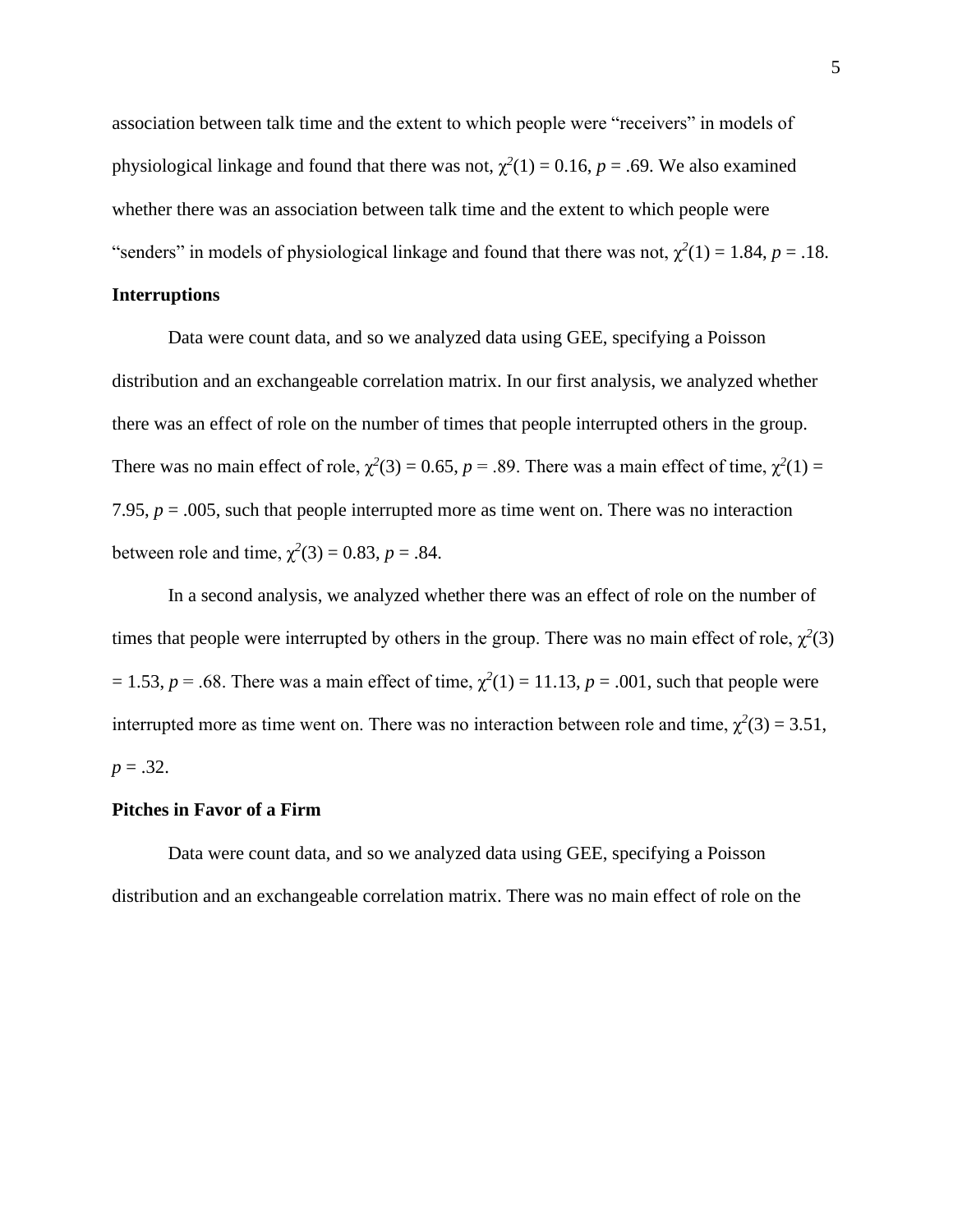association between talk time and the extent to which people were "receivers" in models of physiological linkage and found that there was not, $\chi^2(1) = 0.16$, $p = .69$. We also examined whether there was an association between talk time and the extent to which people were "senders" in models of physiological linkage and found that there was not, $\chi^2(1) = 1.84$, $p = .18$.

**Interruptions**

Data were count data, and so we analyzed data using GEE, specifying a Poisson distribution and an exchangeable correlation matrix. In our first analysis, we analyzed whether there was an effect of role on the number of times that people interrupted others in the group. There was no main effect of role, $\chi^2(3) = 0.65$, $p = .89$. There was a main effect of time, $\chi^2(1) = 7.95$, $p = .005$, such that people interrupted more as time went on. There was no interaction between role and time, $\chi^2(3) = 0.83$, $p = .84$.

In a second analysis, we analyzed whether there was an effect of role on the number of times that people were interrupted by others in the group. There was no main effect of role, $\chi^2(3) = 1.53$, $p = .68$. There was a main effect of time, $\chi^2(1) = 11.13$, $p = .001$, such that people were interrupted more as time went on. There was no interaction between role and time, $\chi^2(3) = 3.51$, $p = .32$.

**Pitches in Favor of a Firm**

Data were count data, and so we analyzed data using GEE, specifying a Poisson distribution and an exchangeable correlation matrix. There was no main effect of role on the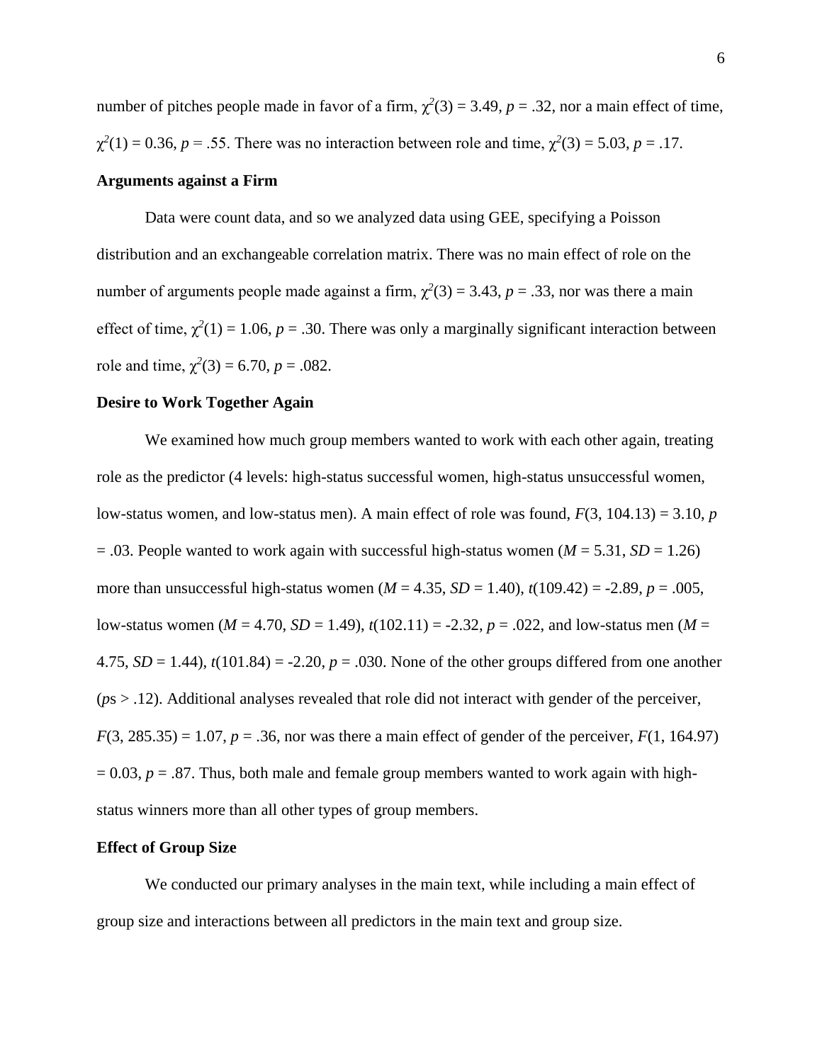number of pitches people made in favor of a firm, $\chi^2(3) = 3.49$, $p = .32$, nor a main effect of time, $\chi^2(1) = 0.36$, $p = .55$. There was no interaction between role and time, $\chi^2(3) = 5.03$, $p = .17$.

### Arguments against a Firm

Data were count data, and so we analyzed data using GEE, specifying a Poisson distribution and an exchangeable correlation matrix. There was no main effect of role on the number of arguments people made against a firm, $\chi^2(3) = 3.43$, $p = .33$, nor was there a main effect of time, $\chi^2(1) = 1.06$, $p = .30$. There was only a marginally significant interaction between role and time, $\chi^2(3) = 6.70$, $p = .082$.

### Desire to Work Together Again

We examined how much group members wanted to work with each other again, treating role as the predictor (4 levels: high-status successful women, high-status unsuccessful women, low-status women, and low-status men). A main effect of role was found, $F(3, 104.13) = 3.10$, $p = .03$. People wanted to work again with successful high-status women ($M = 5.31$, $SD = 1.26$) more than unsuccessful high-status women ($M = 4.35$, $SD = 1.40$), $t(109.42) = -2.89$, $p = .005$, low-status women ($M = 4.70$, $SD = 1.49$), $t(102.11) = -2.32$, $p = .022$, and low-status men ($M = 4.75$, $SD = 1.44$), $t(101.84) = -2.20$, $p = .030$. None of the other groups differed from one another ($p$s $> .12$). Additional analyses revealed that role did not interact with gender of the perceiver, $F(3, 285.35) = 1.07$, $p = .36$, nor was there a main effect of gender of the perceiver, $F(1, 164.97) = 0.03$, $p = .87$. Thus, both male and female group members wanted to work again with high-status winners more than all other types of group members.

### Effect of Group Size

We conducted our primary analyses in the main text, while including a main effect of group size and interactions between all predictors in the main text and group size.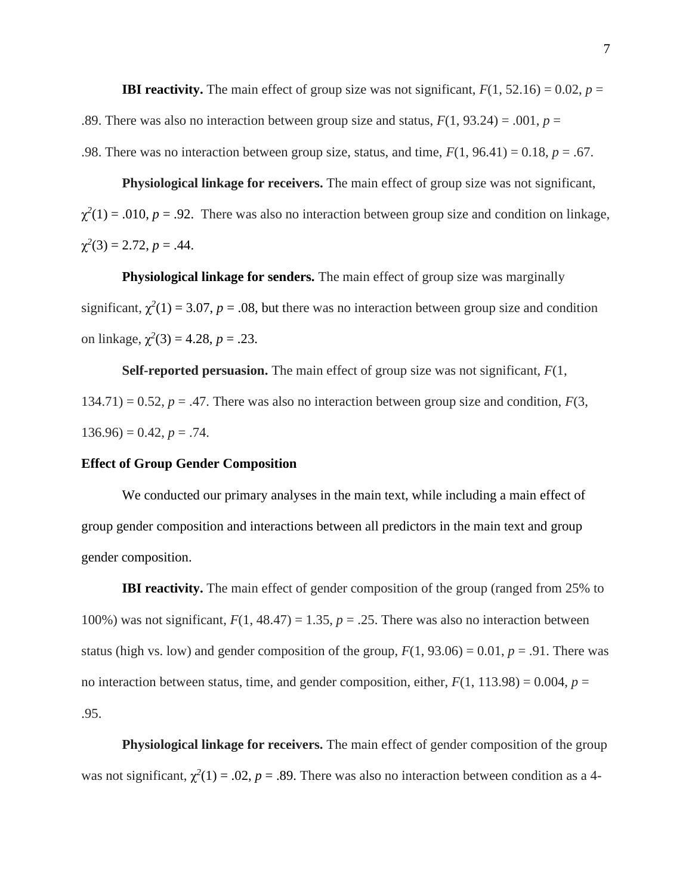**IBI reactivity.** The main effect of group size was not significant, $F(1, 52.16) = 0.02$, $p = .89$. There was also no interaction between group size and status, $F(1, 93.24) = .001$, $p = .98$. There was no interaction between group size, status, and time, $F(1, 96.41) = 0.18$, $p = .67$.

**Physiological linkage for receivers.** The main effect of group size was not significant, $\chi^2(1) = .010$, $p = .92$. There was also no interaction between group size and condition on linkage, $\chi^2(3) = 2.72$, $p = .44$.

**Physiological linkage for senders.** The main effect of group size was marginally significant, $\chi^2(1) = 3.07$, $p = .08$, but there was no interaction between group size and condition on linkage, $\chi^2(3) = 4.28$, $p = .23$.

**Self-reported persuasion.** The main effect of group size was not significant, $F(1, 134.71) = 0.52$, $p = .47$. There was also no interaction between group size and condition, $F(3, 136.96) = 0.42$, $p = .74$.

**Effect of Group Gender Composition**

We conducted our primary analyses in the main text, while including a main effect of group gender composition and interactions between all predictors in the main text and group gender composition.

**IBI reactivity.** The main effect of gender composition of the group (ranged from 25% to 100%) was not significant, $F(1, 48.47) = 1.35$, $p = .25$. There was also no interaction between status (high vs. low) and gender composition of the group, $F(1, 93.06) = 0.01$, $p = .91$. There was no interaction between status, time, and gender composition, either, $F(1, 113.98) = 0.004$, $p = .95$.

**Physiological linkage for receivers.** The main effect of gender composition of the group was not significant, $\chi^2(1) = .02$, $p = .89$. There was also no interaction between condition as a 4-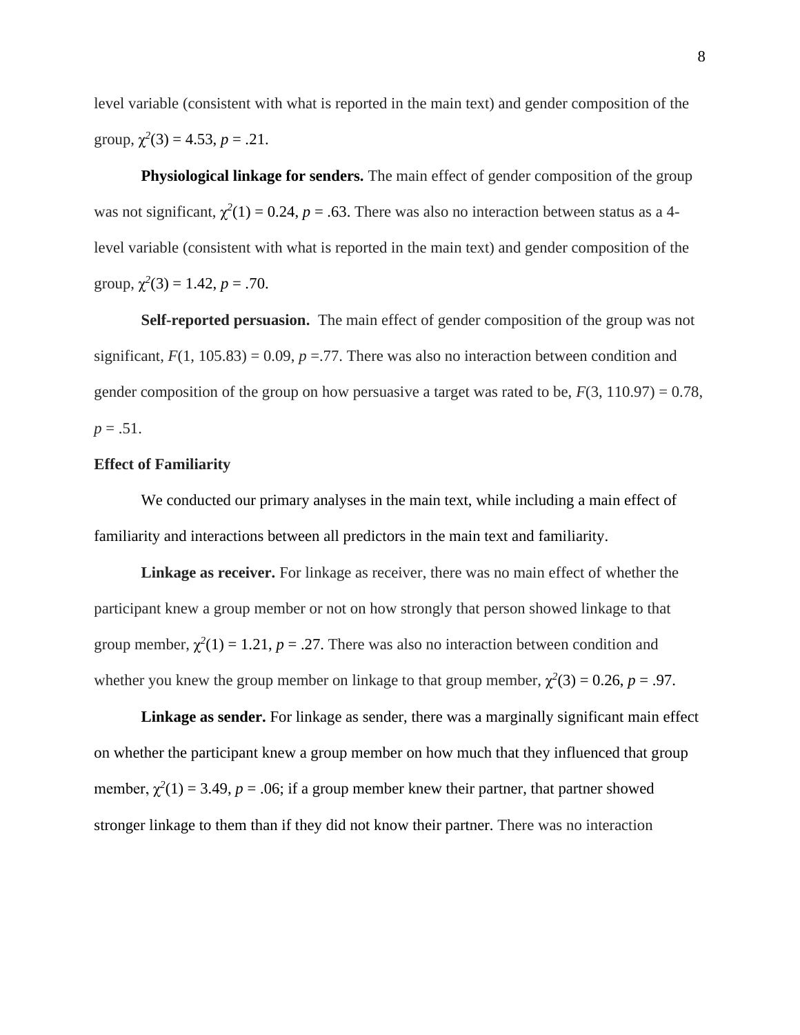level variable (consistent with what is reported in the main text) and gender composition of the group, $\chi^2(3) = 4.53$, $p = .21$.

**Physiological linkage for senders.** The main effect of gender composition of the group was not significant, $\chi^2(1) = 0.24$, $p = .63$. There was also no interaction between status as a 4-level variable (consistent with what is reported in the main text) and gender composition of the group, $\chi^2(3) = 1.42$, $p = .70$.

**Self-reported persuasion.** The main effect of gender composition of the group was not significant, $F(1, 105.83) = 0.09$, $p = .77$. There was also no interaction between condition and gender composition of the group on how persuasive a target was rated to be, $F(3, 110.97) = 0.78$, $p = .51$.

**Effect of Familiarity**

We conducted our primary analyses in the main text, while including a main effect of familiarity and interactions between all predictors in the main text and familiarity.

**Linkage as receiver.** For linkage as receiver, there was no main effect of whether the participant knew a group member or not on how strongly that person showed linkage to that group member, $\chi^2(1) = 1.21$, $p = .27$. There was also no interaction between condition and whether you knew the group member on linkage to that group member, $\chi^2(3) = 0.26$, $p = .97$.

**Linkage as sender.** For linkage as sender, there was a marginally significant main effect on whether the participant knew a group member on how much that they influenced that group member, $\chi^2(1) = 3.49$, $p = .06$; if a group member knew their partner, that partner showed stronger linkage to them than if they did not know their partner. There was no interaction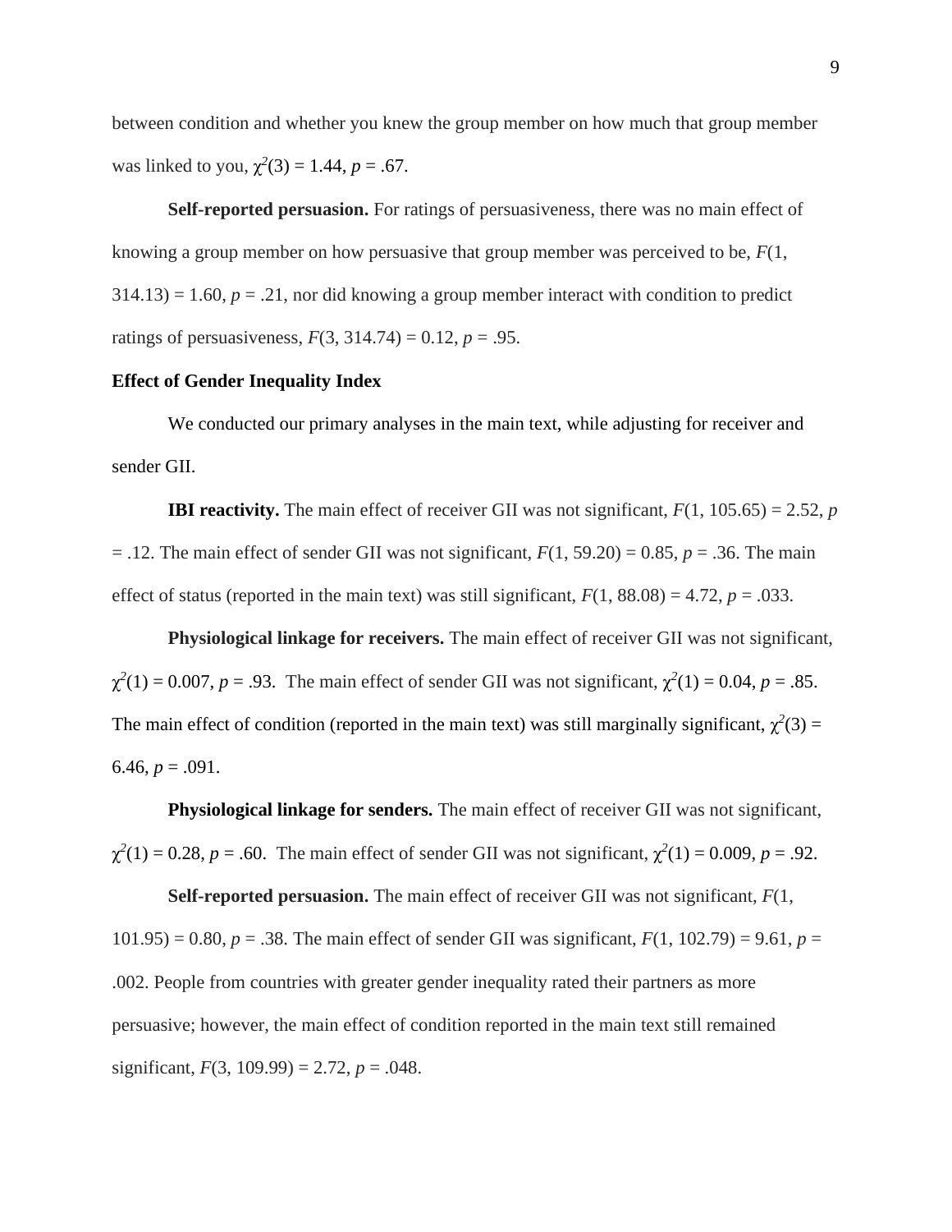between condition and whether you knew the group member on how much that group member was linked to you, $\chi^2(3) = 1.44$, $p = .67$.

**Self-reported persuasion.** For ratings of persuasiveness, there was no main effect of knowing a group member on how persuasive that group member was perceived to be, $F(1, 314.13) = 1.60$, $p = .21$, nor did knowing a group member interact with condition to predict ratings of persuasiveness, $F(3, 314.74) = 0.12$, $p = .95$.

**Effect of Gender Inequality Index**

We conducted our primary analyses in the main text, while adjusting for receiver and sender GII.

**IBI reactivity.** The main effect of receiver GII was not significant, $F(1, 105.65) = 2.52$, $p = .12$. The main effect of sender GII was not significant, $F(1, 59.20) = 0.85$, $p = .36$. The main effect of status (reported in the main text) was still significant, $F(1, 88.08) = 4.72$, $p = .033$.

**Physiological linkage for receivers.** The main effect of receiver GII was not significant, $\chi^2(1) = 0.007$, $p = .93$. The main effect of sender GII was not significant, $\chi^2(1) = 0.04$, $p = .85$. The main effect of condition (reported in the main text) was still marginally significant, $\chi^2(3) = 6.46$, $p = .091$.

**Physiological linkage for senders.** The main effect of receiver GII was not significant, $\chi^2(1) = 0.28$, $p = .60$. The main effect of sender GII was not significant, $\chi^2(1) = 0.009$, $p = .92$.

**Self-reported persuasion.** The main effect of receiver GII was not significant, $F(1, 101.95) = 0.80$, $p = .38$. The main effect of sender GII was significant, $F(1, 102.79) = 9.61$, $p = .002$. People from countries with greater gender inequality rated their partners as more persuasive; however, the main effect of condition reported in the main text still remained significant, $F(3, 109.99) = 2.72$, $p = .048$.